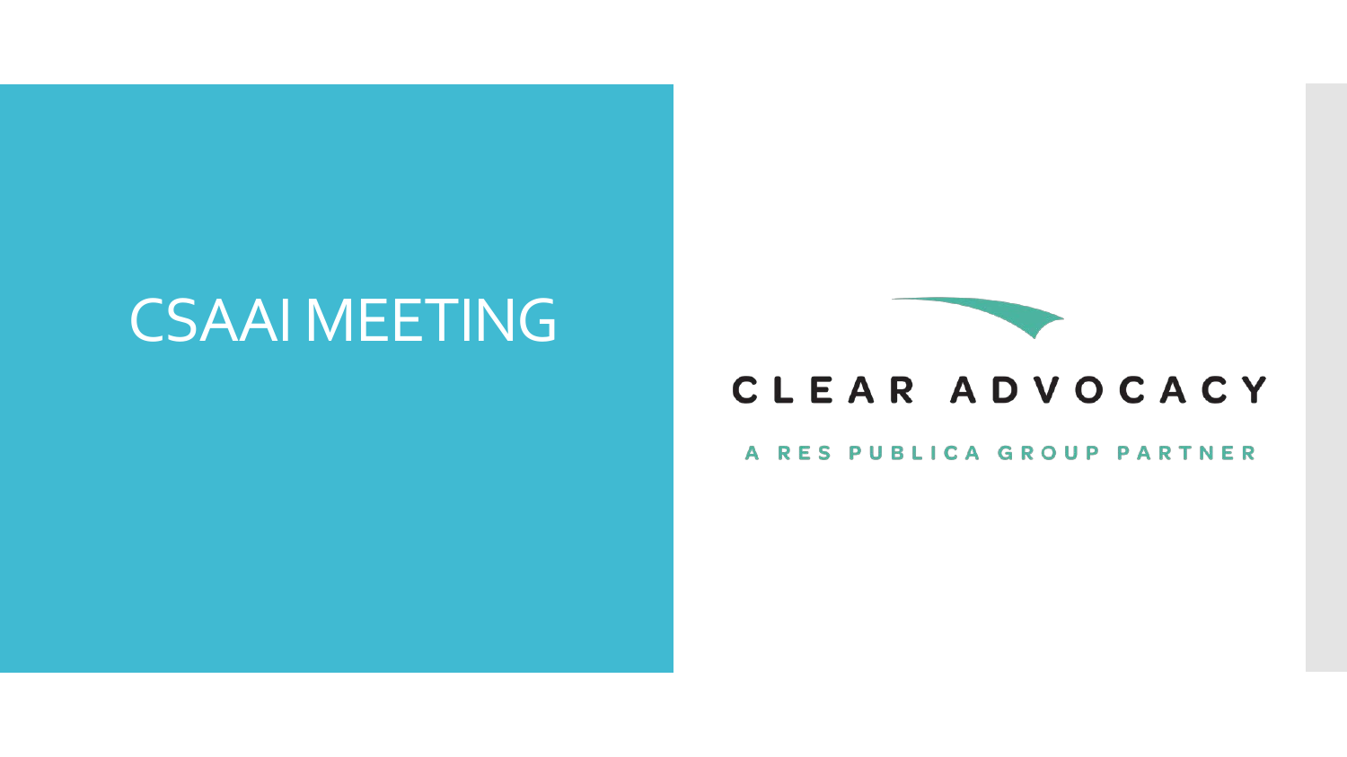# CSAAI MEETING

CLEAR ADVOCACY

A RES PUBLICA GROUP PARTNER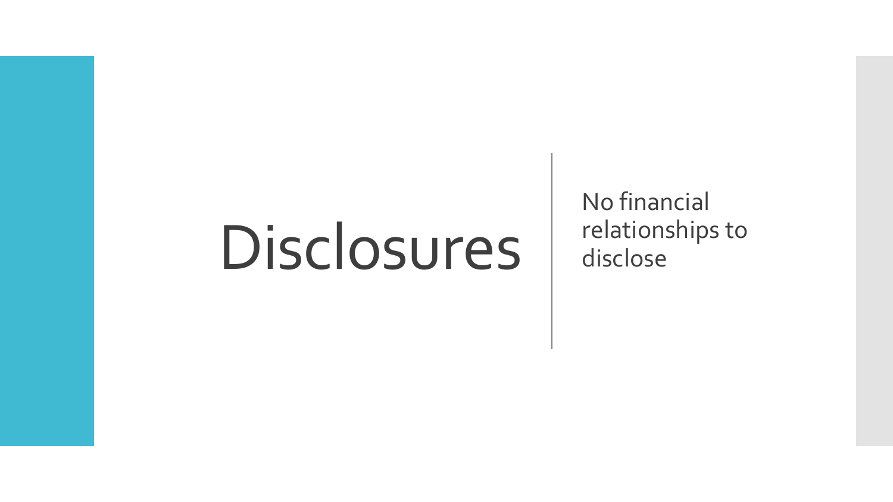# Disclosures

No financial relationships to disclose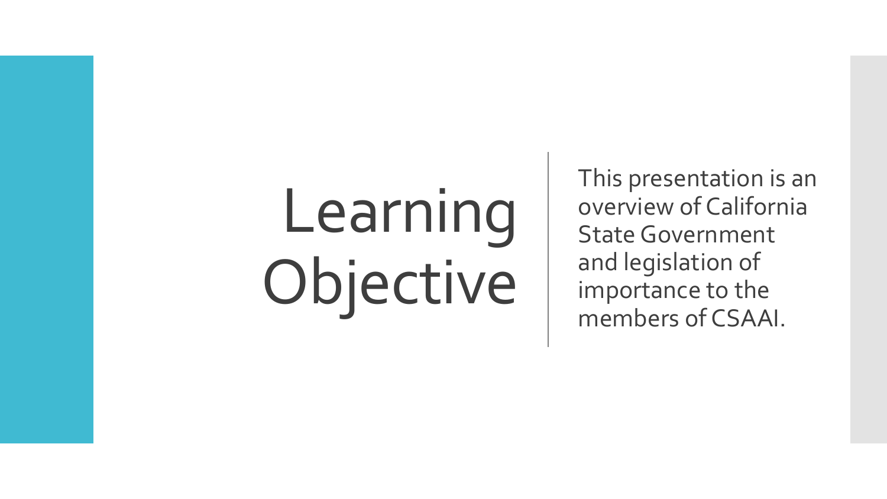# Learning Objective

This presentation is an overview of California State Government and legislation of importance to the members of CSAAI.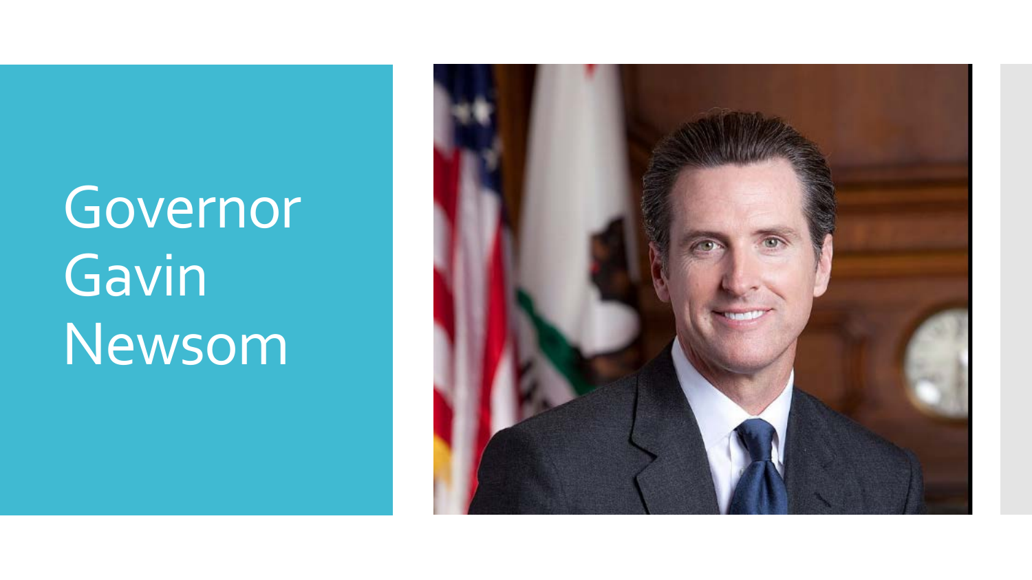# Governor Gavin Newsom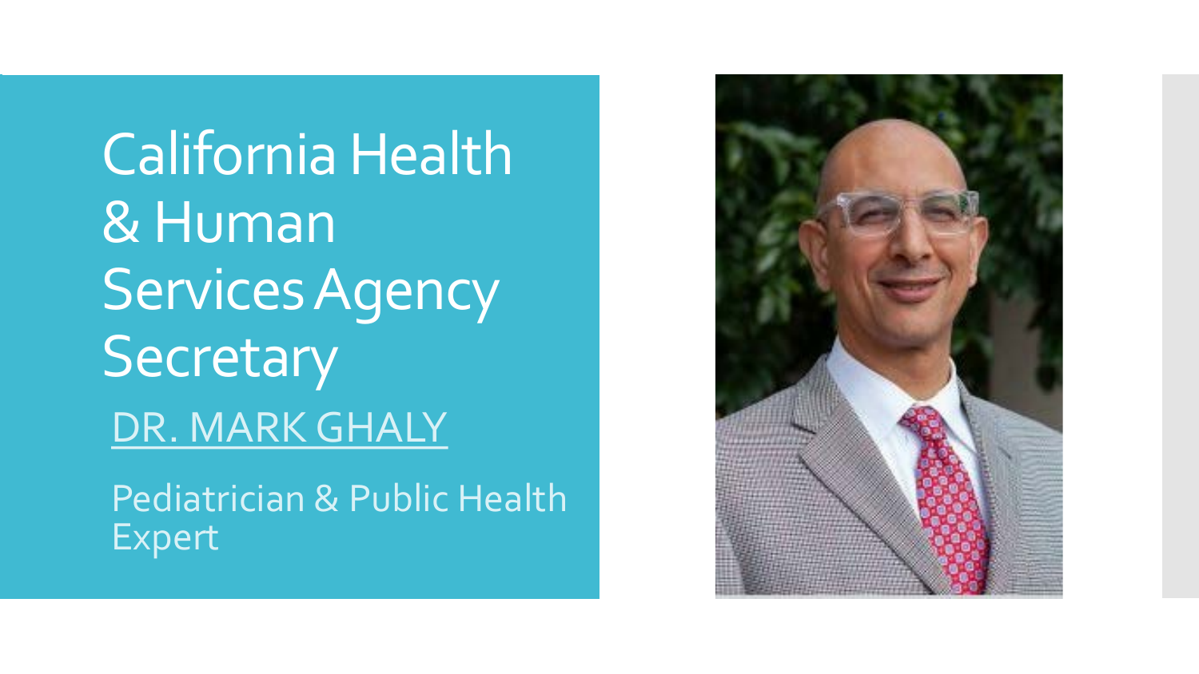# California Health & Human Services Agency Secretary

DR. MARK GHALY

Pediatrician & Public Health Expert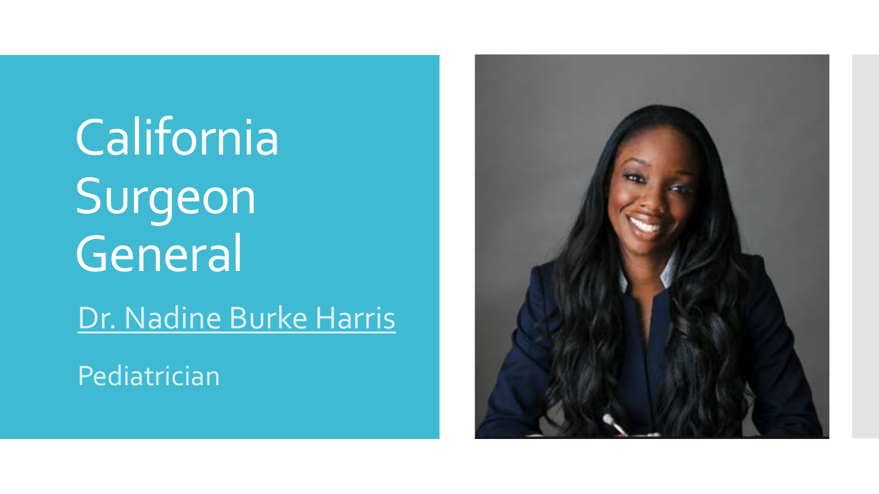# California Surgeon General

[Dr. Nadine Burke Harris]

Pediatrician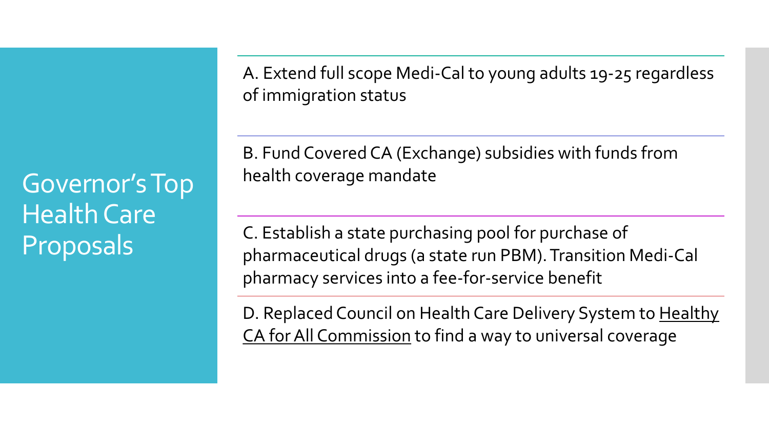# Governor's Top Health Care Proposals

A. Extend full scope Medi-Cal to young adults 19-25 regardless of immigration status

B. Fund Covered CA (Exchange) subsidies with funds from health coverage mandate

C. Establish a state purchasing pool for purchase of pharmaceutical drugs (a state run PBM). Transition Medi-Cal pharmacy services into a fee-for-service benefit

D. Replaced Council on Health Care Delivery System to Healthy CA for All Commission to find a way to universal coverage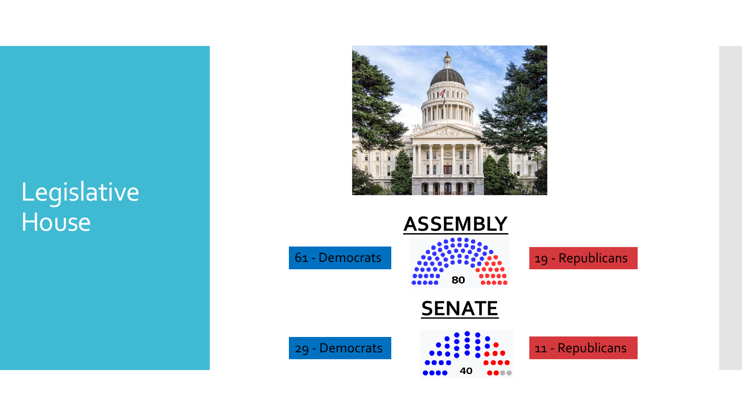# Legislative House

## ASSEMBLY

61 - Democrats

80

19 - Republicans

## SENATE

29 - Democrats

40

11 - Republicans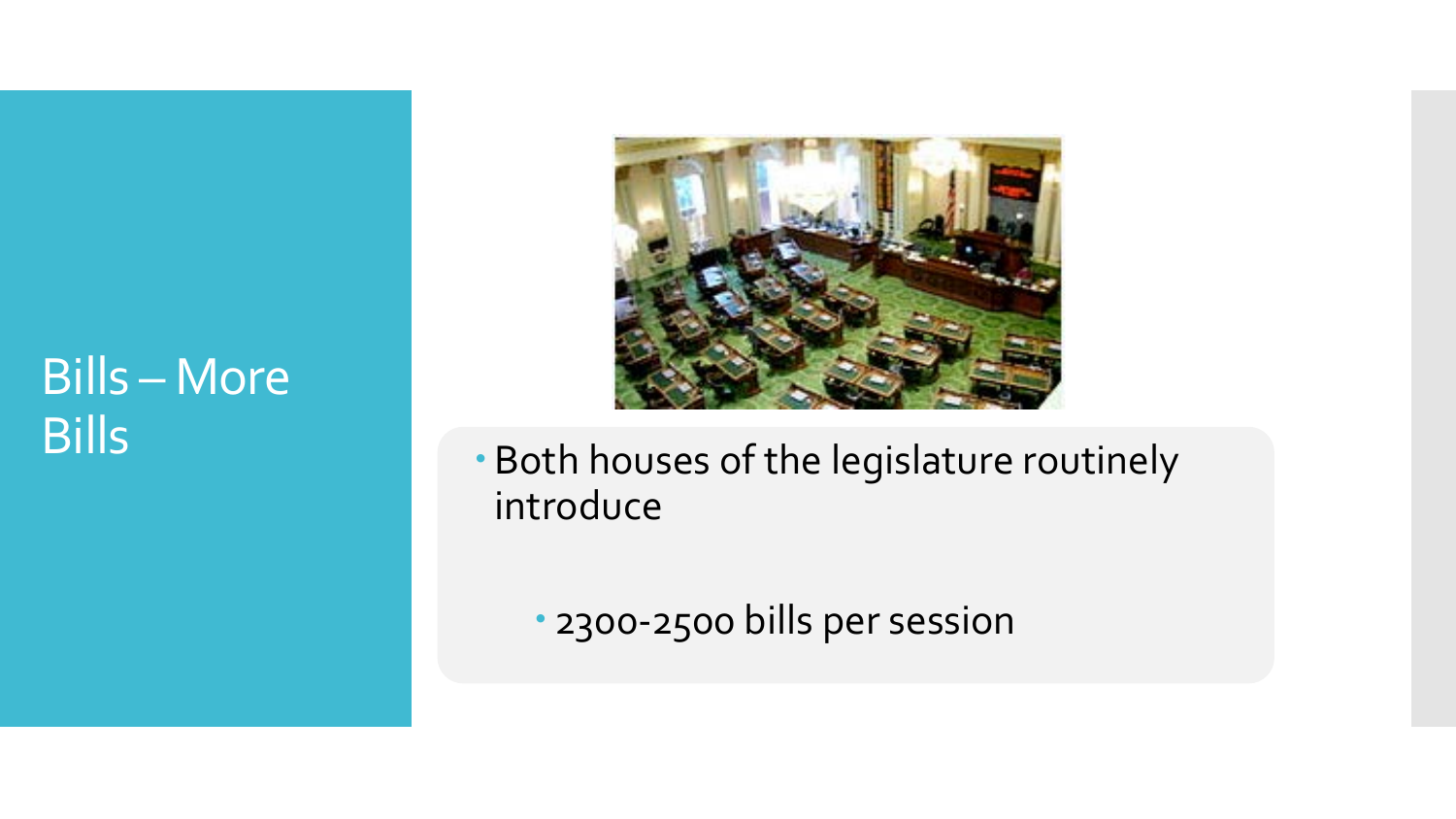# Bills – More Bills

- Both houses of the legislature routinely introduce
  - 2300-2500 bills per session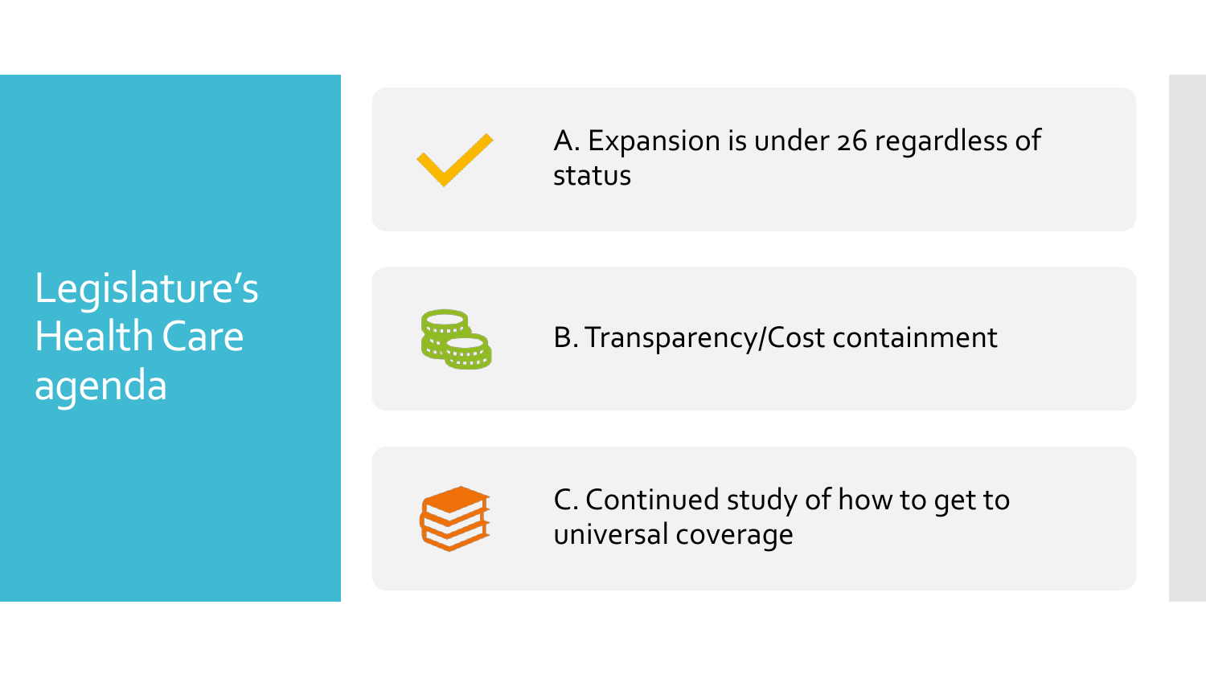# Legislature's Health Care agenda

- A. Expansion is under 26 regardless of status
- B. Transparency/Cost containment
- C. Continued study of how to get to universal coverage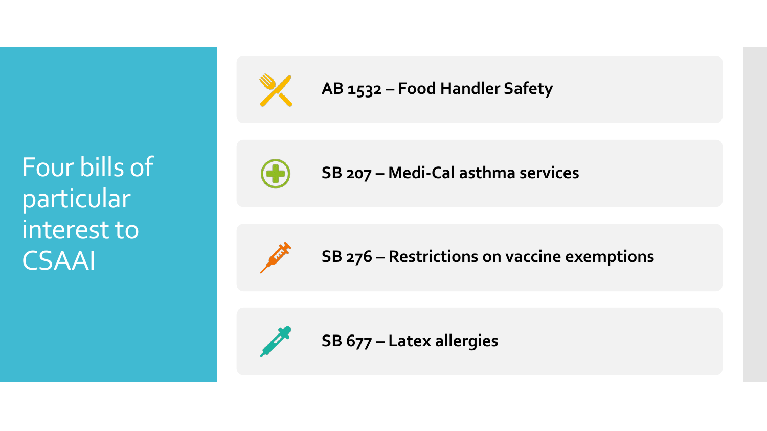# Four bills of particular interest to CSAAI

- **AB 1532 – Food Handler Safety**
- **SB 207 – Medi-Cal asthma services**
- **SB 276 – Restrictions on vaccine exemptions**
- **SB 677 – Latex allergies**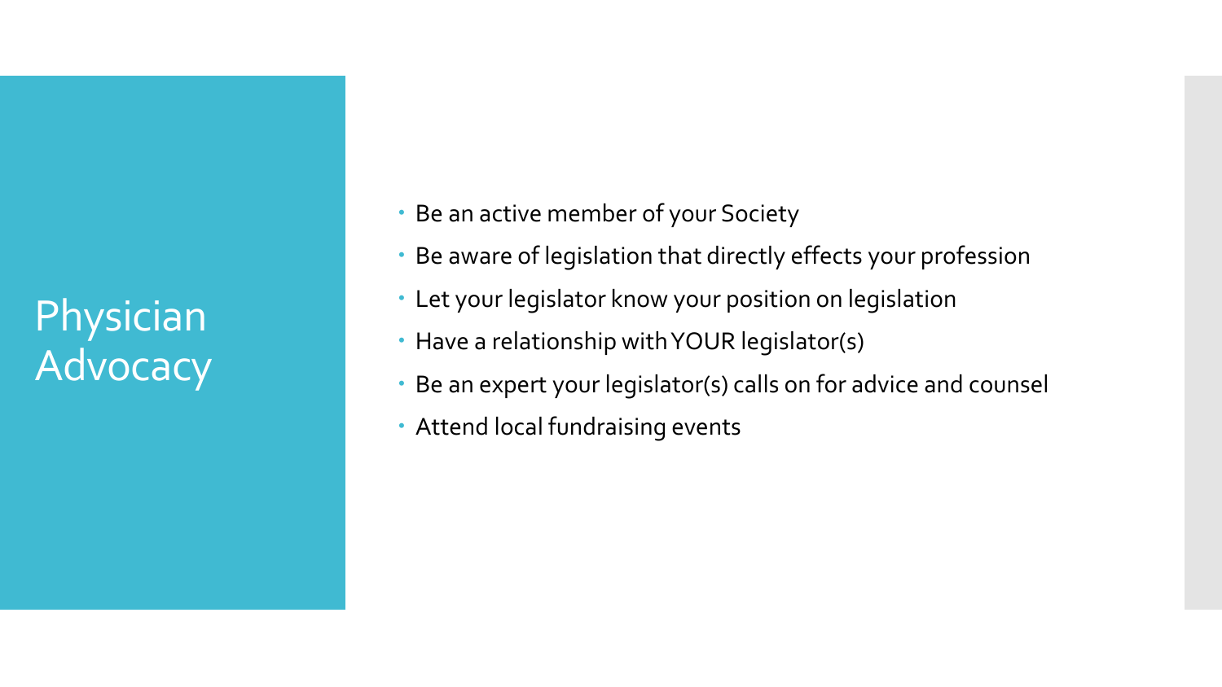# Physician Advocacy

- Be an active member of your Society
- Be aware of legislation that directly effects your profession
- Let your legislator know your position on legislation
- Have a relationship with YOUR legislator(s)
- Be an expert your legislator(s) calls on for advice and counsel
- Attend local fundraising events